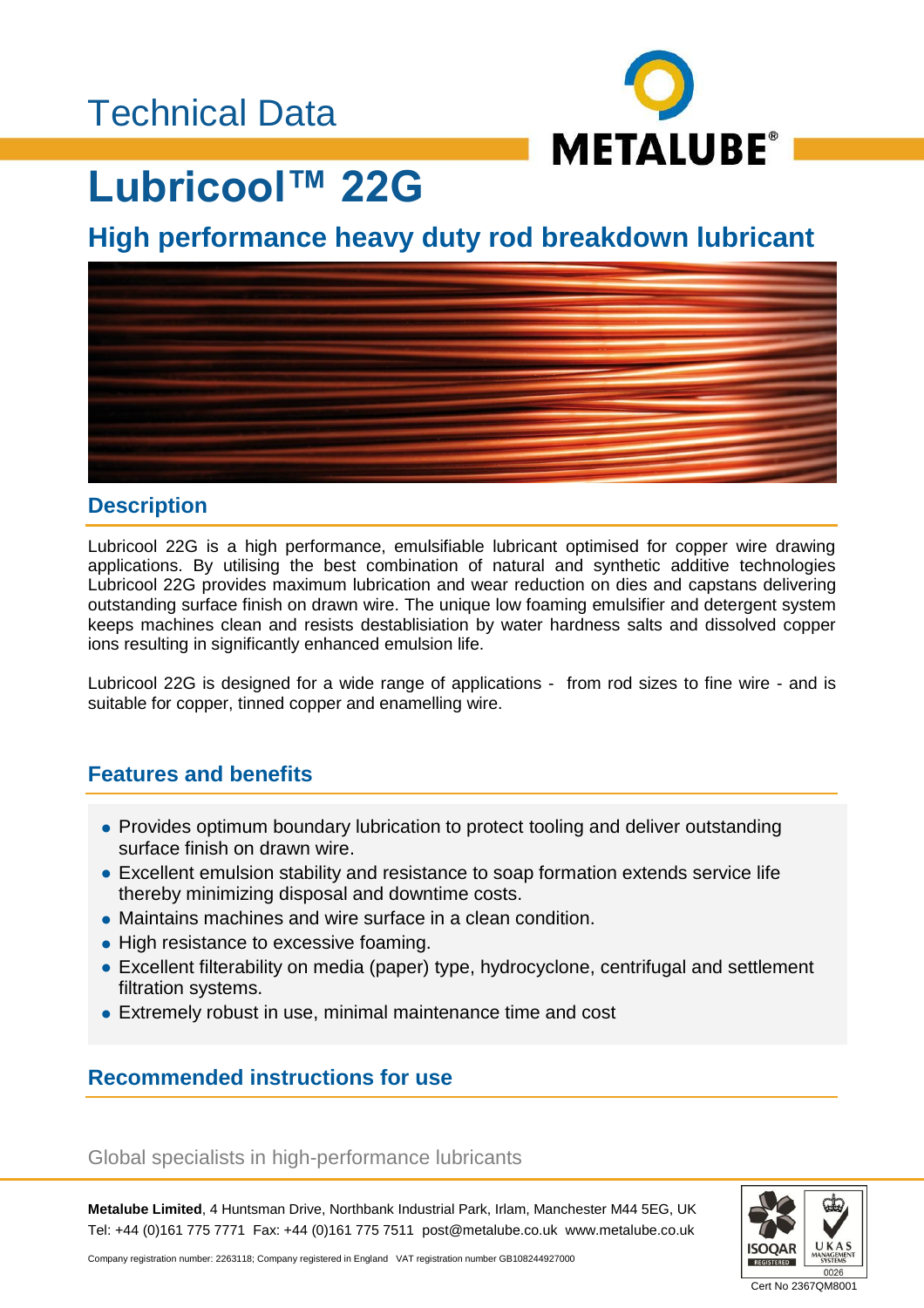Technical Data

# Lubricool™ 22G

## High performance heavy duty rod breakdown lubricant

### Description

Lubricool 22G is a high performance, emulsifiable lubricant optimised for copper wire drawing applications. By utilising the best combination of natural and synthetic additive technologies Lubricool 22G provides maximum lubrication and wear reduction on dies and capstans delivering outstanding surface finish on drawn wire. The unique low foaming emulsifier and detergent system keeps machines clean and resists destablisiation by water hardness salts and dissolved copper ions resulting in significantly enhanced emulsion life.

Lubricool 22G is designed for a wide range of applications - from rod sizes to fine wire - and is suitable for copper, tinned copper and enamelling wire.

### Features and benefits

- Provides optimum boundary lubrication to protect tooling and deliver outstanding surface finish on drawn wire.
- Excellent emulsion stability and resistance to soap formation extends service life thereby minimizing disposal and downtime costs.
- Maintains machines and wire surface in a clean condition.
- High resistance to excessive foaming.
- Excellent filterability on media (paper) type, hydrocyclone, centrifugal and settlement filtration systems.
- Extremely robust in use, minimal maintenance time and cost

### Recommended instructions for use

Global specialists in high-performance lubricants

**Metalube Limited**, 4 Huntsman Drive, Northbank Industrial Park, Irlam, Manchester M44 5EG, UK
Tel: +44 (0)161 775 7771 Fax: +44 (0)161 775 7511 post@metalube.co.uk www.metalube.co.uk

Company registration number: 2263118; Company registered in England VAT registration number GB108244927000

Cert No 2367QM8001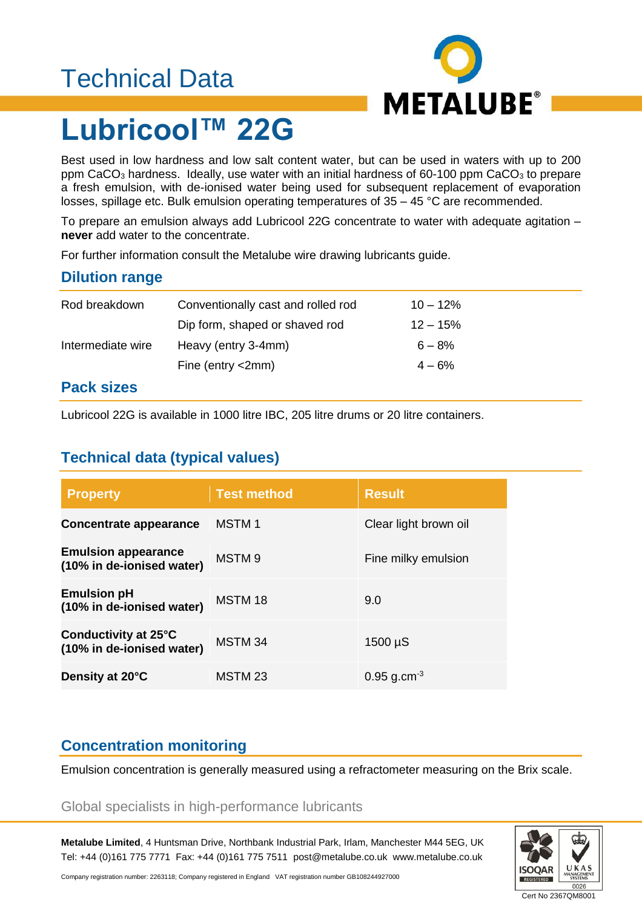Technical Data

# Lubricool™ 22G

Best used in low hardness and low salt content water, but can be used in waters with up to 200 ppm $CaCO_3$ hardness. Ideally, use water with an initial hardness of 60-100 ppm $CaCO_3$ to prepare a fresh emulsion, with de-ionised water being used for subsequent replacement of evaporation losses, spillage etc. Bulk emulsion operating temperatures of 35 – 45 °C are recommended.

To prepare an emulsion always add Lubricool 22G concentrate to water with adequate agitation – **never** add water to the concentrate.

For further information consult the Metalube wire drawing lubricants guide.

## Dilution range

| | | |
|---|---|---|
| Rod breakdown | Conventionally cast and rolled rod | 10 – 12% |
| | Dip form, shaped or shaved rod | 12 – 15% |
| Intermediate wire | Heavy (entry 3-4mm) | 6 – 8% |
| | Fine (entry <2mm) | 4 – 6% |

## Pack sizes

Lubricool 22G is available in 1000 litre IBC, 205 litre drums or 20 litre containers.

## Technical data (typical values)

| Property | Test method | Result |
|---|---|---|
| **Concentrate appearance** | MSTM 1 | Clear light brown oil |
| **Emulsion appearance (10% in de-ionised water)** | MSTM 9 | Fine milky emulsion |
| **Emulsion pH (10% in de-ionised water)** | MSTM 18 | 9.0 |
| **Conductivity at 25°C (10% in de-ionised water)** | MSTM 34 | 1500 µS |
| **Density at 20°C** | MSTM 23 | 0.95 $g.cm^{-3}$ |

## Concentration monitoring

Emulsion concentration is generally measured using a refractometer measuring on the Brix scale.

Global specialists in high-performance lubricants

**Metalube Limited**, 4 Huntsman Drive, Northbank Industrial Park, Irlam, Manchester M44 5EG, UK
Tel: +44 (0)161 775 7771 Fax: +44 (0)161 775 7511 post@metalube.co.uk www.metalube.co.uk

Company registration number: 2263118; Company registered in England VAT registration number GB108244927000

Cert No 2367QM8001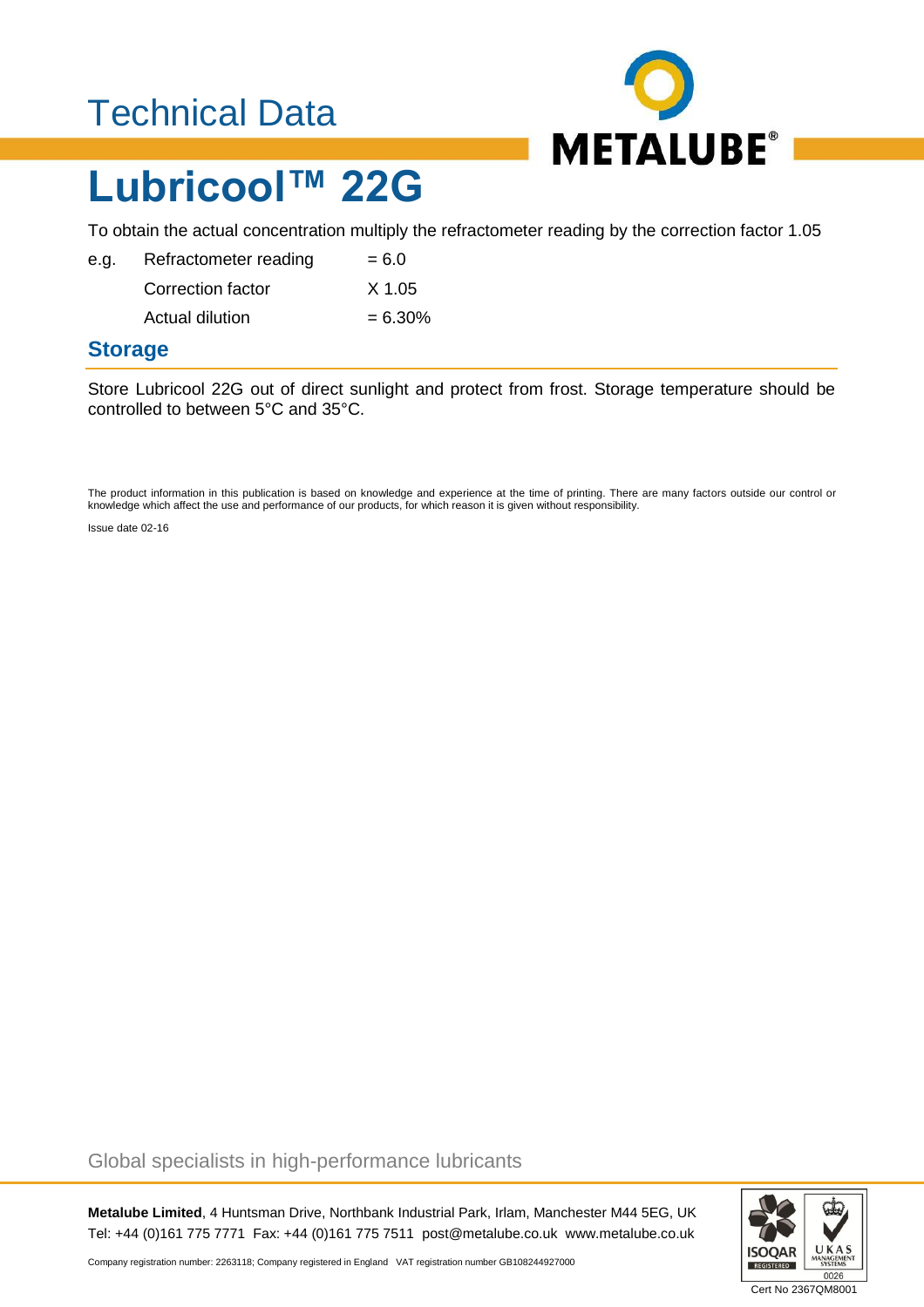# Lubricool™ 22G

To obtain the actual concentration multiply the refractometer reading by the correction factor 1.05

| | | |
|---|---|---|
| e.g. | Refractometer reading | = 6.0 |
| | Correction factor | X 1.05 |
| | Actual dilution | = 6.30% |

## Storage

Store Lubricool 22G out of direct sunlight and protect from frost. Storage temperature should be controlled to between 5°C and 35°C.

The product information in this publication is based on knowledge and experience at the time of printing. There are many factors outside our control or knowledge which affect the use and performance of our products, for which reason it is given without responsibility.

Issue date 02-16